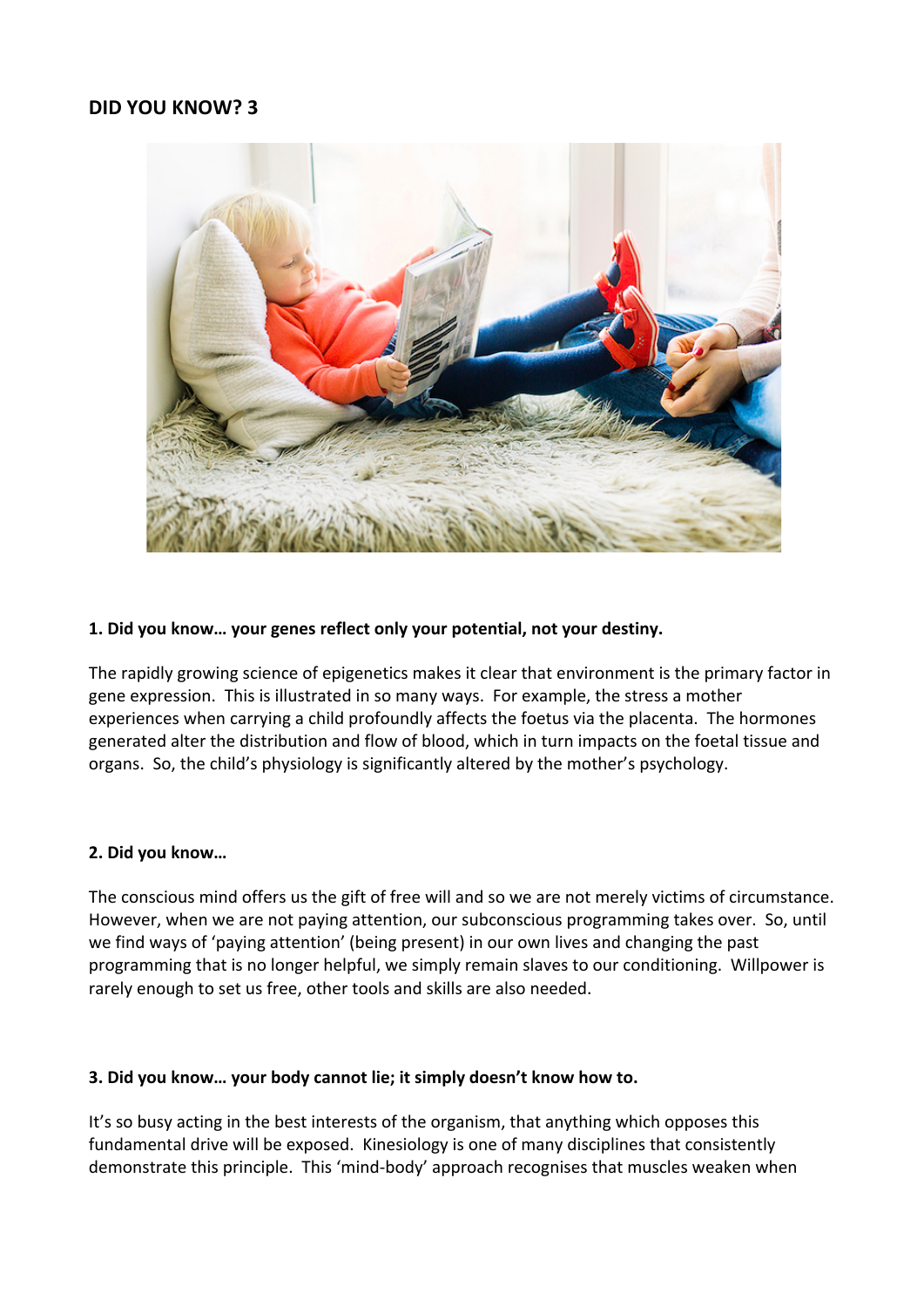## DID YOU KNOW? 3

**1. Did you know… your genes reflect only your potential, not your destiny.**

The rapidly growing science of epigenetics makes it clear that environment is the primary factor in gene expression. This is illustrated in so many ways. For example, the stress a mother experiences when carrying a child profoundly affects the foetus via the placenta. The hormones generated alter the distribution and flow of blood, which in turn impacts on the foetal tissue and organs. So, the child's physiology is significantly altered by the mother's psychology.

**2. Did you know…**

The conscious mind offers us the gift of free will and so we are not merely victims of circumstance. However, when we are not paying attention, our subconscious programming takes over. So, until we find ways of 'paying attention' (being present) in our own lives and changing the past programming that is no longer helpful, we simply remain slaves to our conditioning. Willpower is rarely enough to set us free, other tools and skills are also needed.

**3. Did you know… your body cannot lie; it simply doesn't know how to.**

It's so busy acting in the best interests of the organism, that anything which opposes this fundamental drive will be exposed. Kinesiology is one of many disciplines that consistently demonstrate this principle. This 'mind-body' approach recognises that muscles weaken when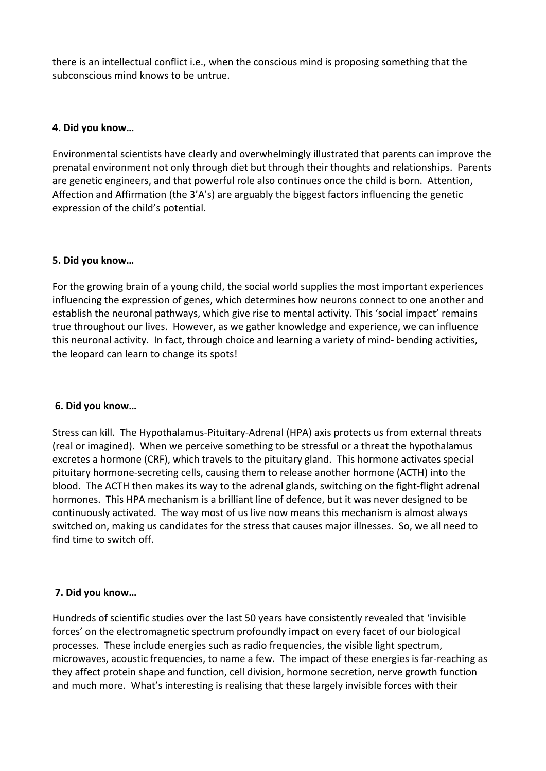there is an intellectual conflict i.e., when the conscious mind is proposing something that the subconscious mind knows to be untrue.

**4. Did you know…**

Environmental scientists have clearly and overwhelmingly illustrated that parents can improve the prenatal environment not only through diet but through their thoughts and relationships. Parents are genetic engineers, and that powerful role also continues once the child is born. Attention, Affection and Affirmation (the 3'A's) are arguably the biggest factors influencing the genetic expression of the child's potential.

**5. Did you know…**

For the growing brain of a young child, the social world supplies the most important experiences influencing the expression of genes, which determines how neurons connect to one another and establish the neuronal pathways, which give rise to mental activity. This 'social impact' remains true throughout our lives. However, as we gather knowledge and experience, we can influence this neuronal activity. In fact, through choice and learning a variety of mind- bending activities, the leopard can learn to change its spots!

**6. Did you know…**

Stress can kill. The Hypothalamus-Pituitary-Adrenal (HPA) axis protects us from external threats (real or imagined). When we perceive something to be stressful or a threat the hypothalamus excretes a hormone (CRF), which travels to the pituitary gland. This hormone activates special pituitary hormone-secreting cells, causing them to release another hormone (ACTH) into the blood. The ACTH then makes its way to the adrenal glands, switching on the fight-flight adrenal hormones. This HPA mechanism is a brilliant line of defence, but it was never designed to be continuously activated. The way most of us live now means this mechanism is almost always switched on, making us candidates for the stress that causes major illnesses. So, we all need to find time to switch off.

**7. Did you know…**

Hundreds of scientific studies over the last 50 years have consistently revealed that 'invisible forces' on the electromagnetic spectrum profoundly impact on every facet of our biological processes. These include energies such as radio frequencies, the visible light spectrum, microwaves, acoustic frequencies, to name a few. The impact of these energies is far-reaching as they affect protein shape and function, cell division, hormone secretion, nerve growth function and much more. What's interesting is realising that these largely invisible forces with their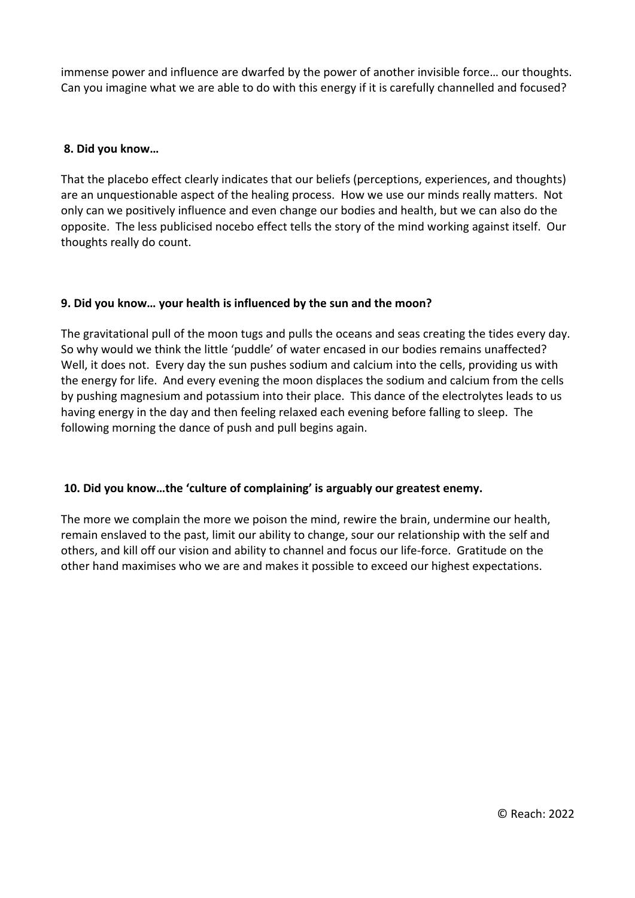immense power and influence are dwarfed by the power of another invisible force… our thoughts. Can you imagine what we are able to do with this energy if it is carefully channelled and focused?

**8. Did you know…**

That the placebo effect clearly indicates that our beliefs (perceptions, experiences, and thoughts) are an unquestionable aspect of the healing process. How we use our minds really matters. Not only can we positively influence and even change our bodies and health, but we can also do the opposite. The less publicised nocebo effect tells the story of the mind working against itself. Our thoughts really do count.

**9. Did you know… your health is influenced by the sun and the moon?**

The gravitational pull of the moon tugs and pulls the oceans and seas creating the tides every day. So why would we think the little 'puddle' of water encased in our bodies remains unaffected? Well, it does not. Every day the sun pushes sodium and calcium into the cells, providing us with the energy for life. And every evening the moon displaces the sodium and calcium from the cells by pushing magnesium and potassium into their place. This dance of the electrolytes leads to us having energy in the day and then feeling relaxed each evening before falling to sleep. The following morning the dance of push and pull begins again.

**10. Did you know…the 'culture of complaining' is arguably our greatest enemy.**

The more we complain the more we poison the mind, rewire the brain, undermine our health, remain enslaved to the past, limit our ability to change, sour our relationship with the self and others, and kill off our vision and ability to channel and focus our life-force. Gratitude on the other hand maximises who we are and makes it possible to exceed our highest expectations.

© Reach: 2022